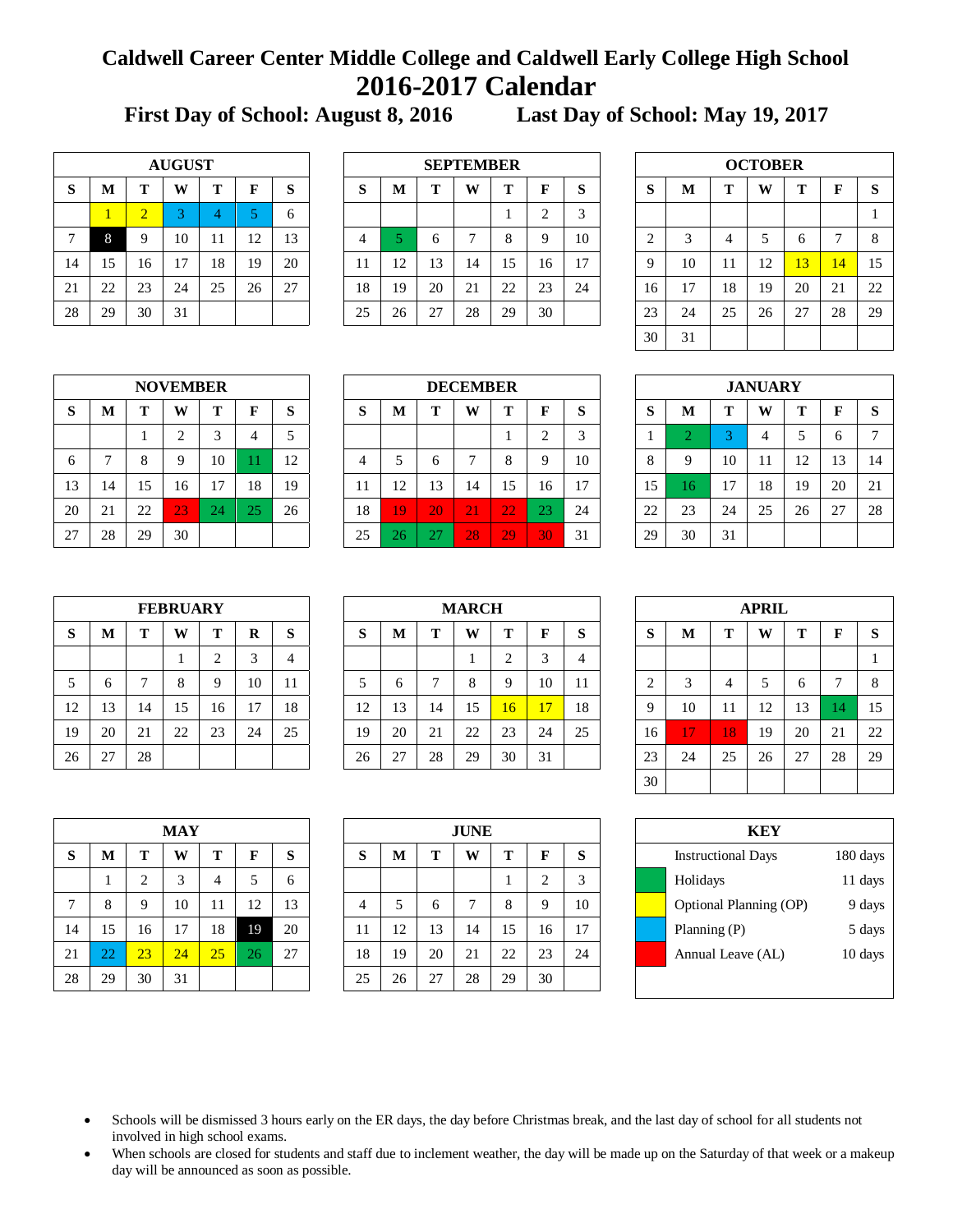# Caldwell Career Center Middle College and Caldwell Early College High School

## 2016-2017 Calendar

**First Day of School: August 8, 2016 Last Day of School: May 19, 2017**

**AUGUST**

| S | M | T | W | T | F | S |
|---|---|---|---|---|---|---|
| | 1 | 2 | 3 | 4 | 5 | 6 |
| 7 | 8 | 9 | 10 | 11 | 12 | 13 |
| 14 | 15 | 16 | 17 | 18 | 19 | 20 |
| 21 | 22 | 23 | 24 | 25 | 26 | 27 |
| 28 | 29 | 30 | 31 | | | |

**SEPTEMBER**

| S | M | T | W | T | F | S |
|---|---|---|---|---|---|---|
| | | | | 1 | 2 | 3 |
| 4 | 5 | 6 | 7 | 8 | 9 | 10 |
| 11 | 12 | 13 | 14 | 15 | 16 | 17 |
| 18 | 19 | 20 | 21 | 22 | 23 | 24 |
| 25 | 26 | 27 | 28 | 29 | 30 | |

**OCTOBER**

| S | M | T | W | T | F | S |
|---|---|---|---|---|---|---|
| | | | | | | 1 |
| 2 | 3 | 4 | 5 | 6 | 7 | 8 |
| 9 | 10 | 11 | 12 | 13 | 14 | 15 |
| 16 | 17 | 18 | 19 | 20 | 21 | 22 |
| 23 | 24 | 25 | 26 | 27 | 28 | 29 |
| 30 | 31 | | | | | |

**NOVEMBER**

| S | M | T | W | T | F | S |
|---|---|---|---|---|---|---|
| | | 1 | 2 | 3 | 4 | 5 |
| 6 | 7 | 8 | 9 | 10 | 11 | 12 |
| 13 | 14 | 15 | 16 | 17 | 18 | 19 |
| 20 | 21 | 22 | 23 | 24 | 25 | 26 |
| 27 | 28 | 29 | 30 | | | |

**DECEMBER**

| S | M | T | W | T | F | S |
|---|---|---|---|---|---|---|
| | | | | 1 | 2 | 3 |
| 4 | 5 | 6 | 7 | 8 | 9 | 10 |
| 11 | 12 | 13 | 14 | 15 | 16 | 17 |
| 18 | 19 | 20 | 21 | 22 | 23 | 24 |
| 25 | 26 | 27 | 28 | 29 | 30 | 31 |

**JANUARY**

| S | M | T | W | T | F | S |
|---|---|---|---|---|---|---|
| 1 | 2 | 3 | 4 | 5 | 6 | 7 |
| 8 | 9 | 10 | 11 | 12 | 13 | 14 |
| 15 | 16 | 17 | 18 | 19 | 20 | 21 |
| 22 | 23 | 24 | 25 | 26 | 27 | 28 |
| 29 | 30 | 31 | | | | |

**FEBRUARY**

| S | M | T | W | T | R | S |
|---|---|---|---|---|---|---|
| | | | 1 | 2 | 3 | 4 |
| 5 | 6 | 7 | 8 | 9 | 10 | 11 |
| 12 | 13 | 14 | 15 | 16 | 17 | 18 |
| 19 | 20 | 21 | 22 | 23 | 24 | 25 |
| 26 | 27 | 28 | | | | |

**MARCH**

| S | M | T | W | T | F | S |
|---|---|---|---|---|---|---|
| | | | 1 | 2 | 3 | 4 |
| 5 | 6 | 7 | 8 | 9 | 10 | 11 |
| 12 | 13 | 14 | 15 | 16 | 17 | 18 |
| 19 | 20 | 21 | 22 | 23 | 24 | 25 |
| 26 | 27 | 28 | 29 | 30 | 31 | |

**APRIL**

| S | M | T | W | T | F | S |
|---|---|---|---|---|---|---|
| | | | | | | 1 |
| 2 | 3 | 4 | 5 | 6 | 7 | 8 |
| 9 | 10 | 11 | 12 | 13 | 14 | 15 |
| 16 | 17 | 18 | 19 | 20 | 21 | 22 |
| 23 | 24 | 25 | 26 | 27 | 28 | 29 |
| 30 | | | | | | |

**MAY**

| S | M | T | W | T | F | S |
|---|---|---|---|---|---|---|
| | 1 | 2 | 3 | 4 | 5 | 6 |
| 7 | 8 | 9 | 10 | 11 | 12 | 13 |
| 14 | 15 | 16 | 17 | 18 | 19 | 20 |
| 21 | 22 | 23 | 24 | 25 | 26 | 27 |
| 28 | 29 | 30 | 31 | | | |

**JUNE**

| S | M | T | W | T | F | S |
|---|---|---|---|---|---|---|
| | | | | 1 | 2 | 3 |
| 4 | 5 | 6 | 7 | 8 | 9 | 10 |
| 11 | 12 | 13 | 14 | 15 | 16 | 17 |
| 18 | 19 | 20 | 21 | 22 | 23 | 24 |
| 25 | 26 | 27 | 28 | 29 | 30 | |

**KEY**

| Key | Days |
|---|---|
| Instructional Days | 180 days |
| Holidays | 11 days |
| Optional Planning (OP) | 9 days |
| Planning (P) | 5 days |
| Annual Leave (AL) | 10 days |

- Schools will be dismissed 3 hours early on the ER days, the day before Christmas break, and the last day of school for all students not involved in high school exams.
- When schools are closed for students and staff due to inclement weather, the day will be made up on the Saturday of that week or a makeup day will be announced as soon as possible.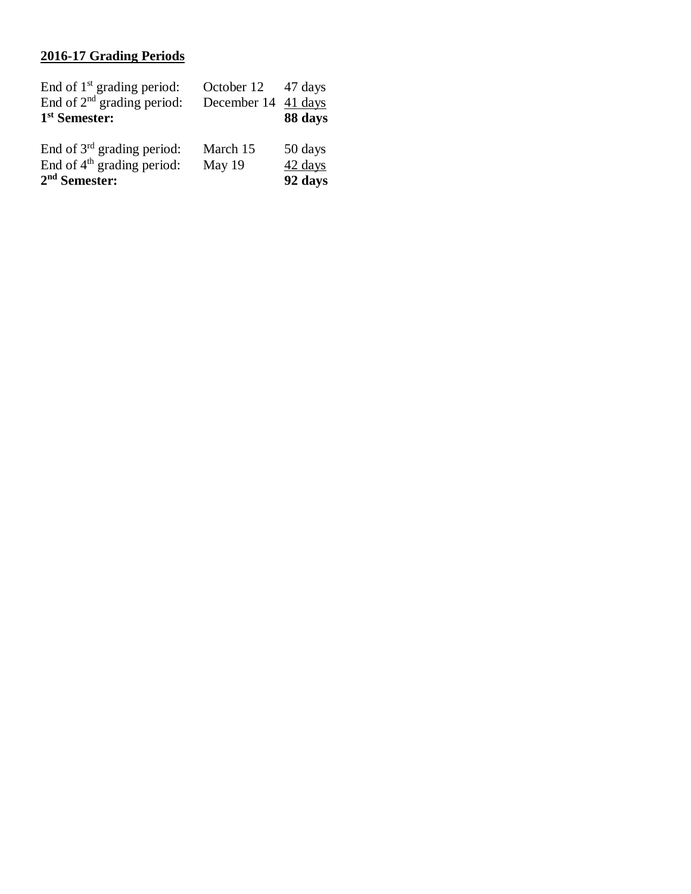**2016-17 Grading Periods**

| | | |
|---|---|---|
| End of 1st grading period: | October 12 | 47 days |
| End of 2nd grading period: | December 14 | 41 days |
| **1st Semester:** | | **88 days** |
| | | |
| End of 3rd grading period: | March 15 | 50 days |
| End of 4th grading period: | May 19 | 42 days |
| **2nd Semester:** | | **92 days** |